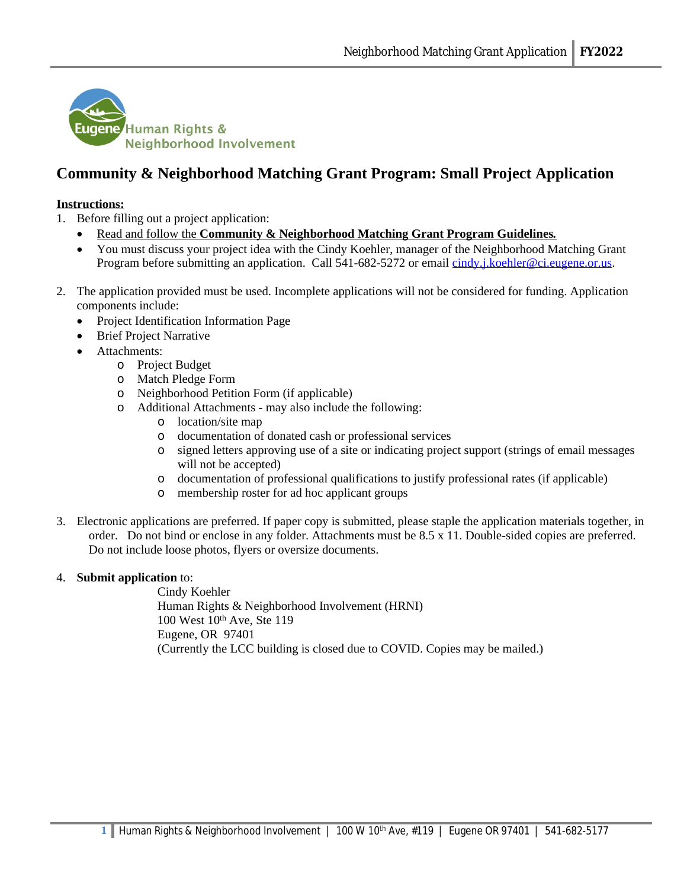Eugene Human Rights & Neighborhood Involvement

# Community & Neighborhood Matching Grant Program: Small Project Application

**Instructions:**

1. Before filling out a project application:
   - Read and follow the **Community & Neighborhood Matching Grant Program Guidelines.**
   - You must discuss your project idea with the Cindy Koehler, manager of the Neighborhood Matching Grant Program before submitting an application. Call 541-682-5272 or email cindy.j.koehler@ci.eugene.or.us.

2. The application provided must be used. Incomplete applications will not be considered for funding. Application components include:
   - Project Identification Information Page
   - Brief Project Narrative
   - Attachments:
     - Project Budget
     - Match Pledge Form
     - Neighborhood Petition Form (if applicable)
     - Additional Attachments - may also include the following:
       - location/site map
       - documentation of donated cash or professional services
       - signed letters approving use of a site or indicating project support (strings of email messages will not be accepted)
       - documentation of professional qualifications to justify professional rates (if applicable)
       - membership roster for ad hoc applicant groups

3. Electronic applications are preferred. If paper copy is submitted, please staple the application materials together, in order. Do not bind or enclose in any folder. Attachments must be 8.5 x 11. Double-sided copies are preferred. Do not include loose photos, flyers or oversize documents.

4. **Submit application** to:

   Cindy Koehler
   Human Rights & Neighborhood Involvement (HRNI)
   100 West 10th Ave, Ste 119
   Eugene, OR 97401
   (Currently the LCC building is closed due to COVID. Copies may be mailed.)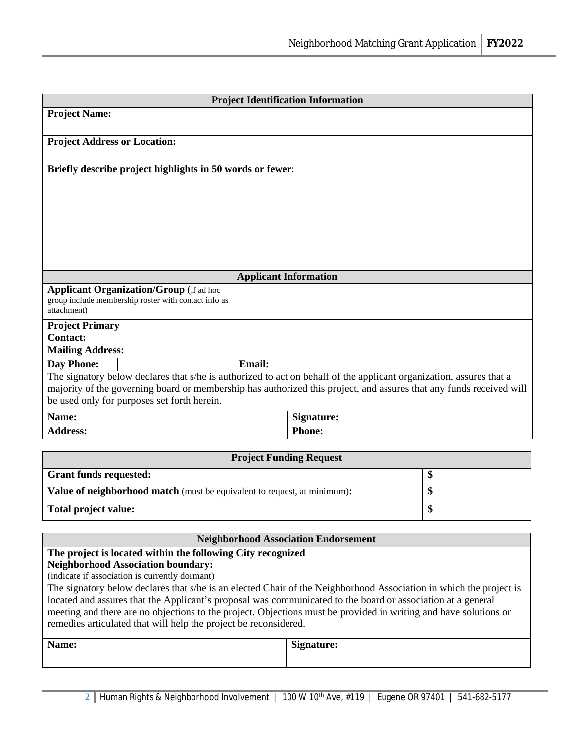| Project Identification Information | | | |
|---|---|---|---|
| **Project Name:** | | | |
| **Project Address or Location:** | | | |
| **Briefly describe project highlights in 50 words or fewer**: | | | |

| Applicant Information | | | |
|---|---|---|---|
| **Applicant Organization/Group** (if ad hoc group include membership roster with contact info as attachment) | | | |
| **Project Primary Contact:** | | | |
| **Mailing Address:** | | | |
| **Day Phone:** | | **Email:** | |

The signatory below declares that s/he is authorized to act on behalf of the applicant organization, assures that a majority of the governing board or membership has authorized this project, and assures that any funds received will be used only for purposes set forth herein.

| | |
|---|---|
| **Name:** | **Signature:** |
| **Address:** | **Phone:** |

| Project Funding Request | |
|---|---|
| **Grant funds requested:** | **$** |
| **Value of neighborhood match** (must be equivalent to request, at minimum)**:** | **$** |
| **Total project value:** | **$** |

| Neighborhood Association Endorsement | |
|---|---|
| **The project is located within the following City recognized Neighborhood Association boundary:** (indicate if association is currently dormant) | |

The signatory below declares that s/he is an elected Chair of the Neighborhood Association in which the project is located and assures that the Applicant's proposal was communicated to the board or association at a general meeting and there are no objections to the project. Objections must be provided in writing and have solutions or remedies articulated that will help the project be reconsidered.

| | |
|---|---|
| **Name:** | **Signature:** |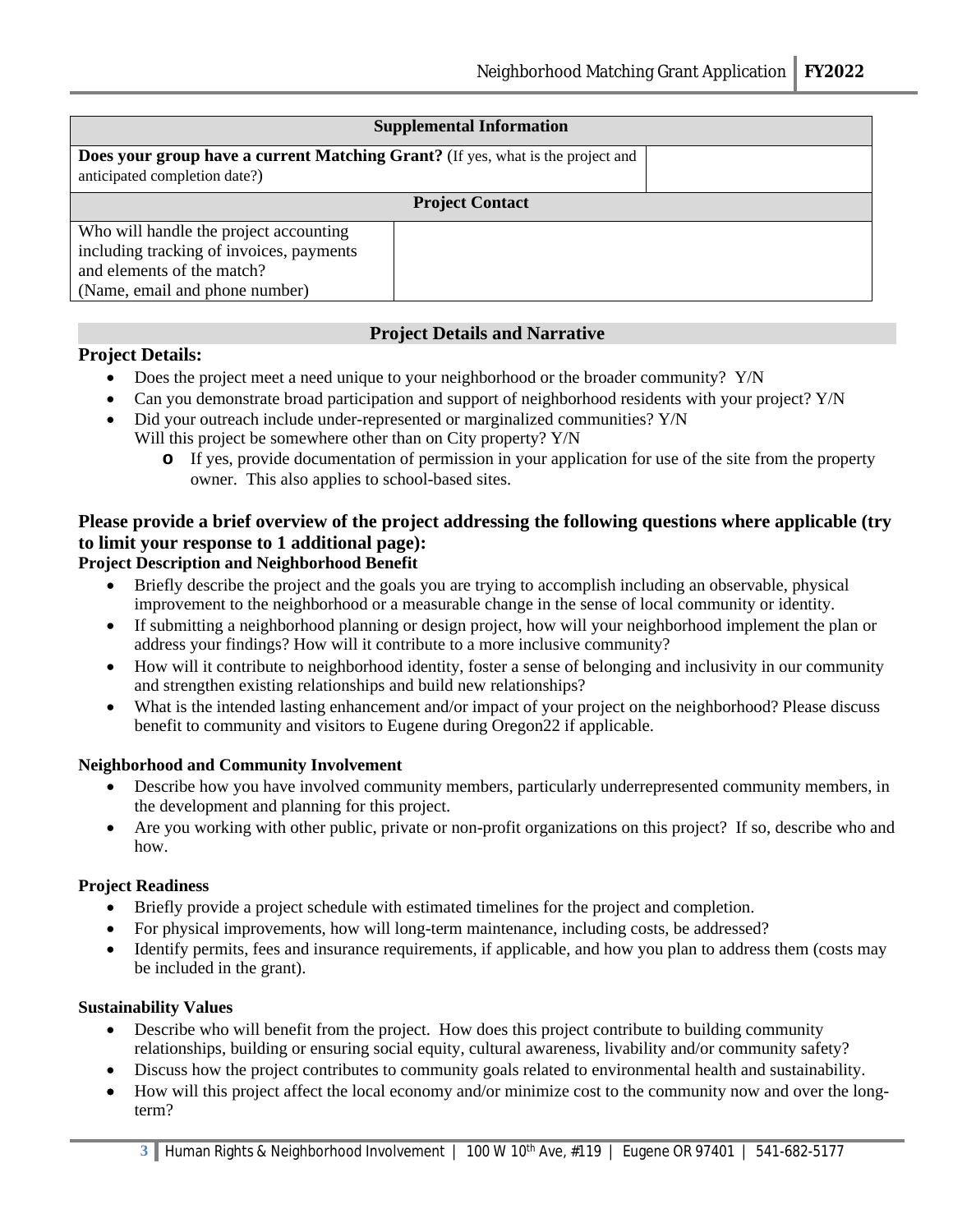| Supplemental Information | | |
|---|---|---|
| **Does your group have a current Matching Grant?** (If yes, what is the project and anticipated completion date?) | | |
| **Project Contact** | | |
| Who will handle the project accounting including tracking of invoices, payments and elements of the match? (Name, email and phone number) | | |

## Project Details and Narrative

### Project Details:

- Does the project meet a need unique to your neighborhood or the broader community? Y/N
- Can you demonstrate broad participation and support of neighborhood residents with your project? Y/N
- Did your outreach include under-represented or marginalized communities? Y/N
  Will this project be somewhere other than on City property? Y/N
  - If yes, provide documentation of permission in your application for use of the site from the property owner. This also applies to school-based sites.

### Please provide a brief overview of the project addressing the following questions where applicable (try to limit your response to 1 additional page):

**Project Description and Neighborhood Benefit**

- Briefly describe the project and the goals you are trying to accomplish including an observable, physical improvement to the neighborhood or a measurable change in the sense of local community or identity.
- If submitting a neighborhood planning or design project, how will your neighborhood implement the plan or address your findings? How will it contribute to a more inclusive community?
- How will it contribute to neighborhood identity, foster a sense of belonging and inclusivity in our community and strengthen existing relationships and build new relationships?
- What is the intended lasting enhancement and/or impact of your project on the neighborhood? Please discuss benefit to community and visitors to Eugene during Oregon22 if applicable.

**Neighborhood and Community Involvement**

- Describe how you have involved community members, particularly underrepresented community members, in the development and planning for this project.
- Are you working with other public, private or non-profit organizations on this project? If so, describe who and how.

**Project Readiness**

- Briefly provide a project schedule with estimated timelines for the project and completion.
- For physical improvements, how will long-term maintenance, including costs, be addressed?
- Identify permits, fees and insurance requirements, if applicable, and how you plan to address them (costs may be included in the grant).

**Sustainability Values**

- Describe who will benefit from the project. How does this project contribute to building community relationships, building or ensuring social equity, cultural awareness, livability and/or community safety?
- Discuss how the project contributes to community goals related to environmental health and sustainability.
- How will this project affect the local economy and/or minimize cost to the community now and over the long-term?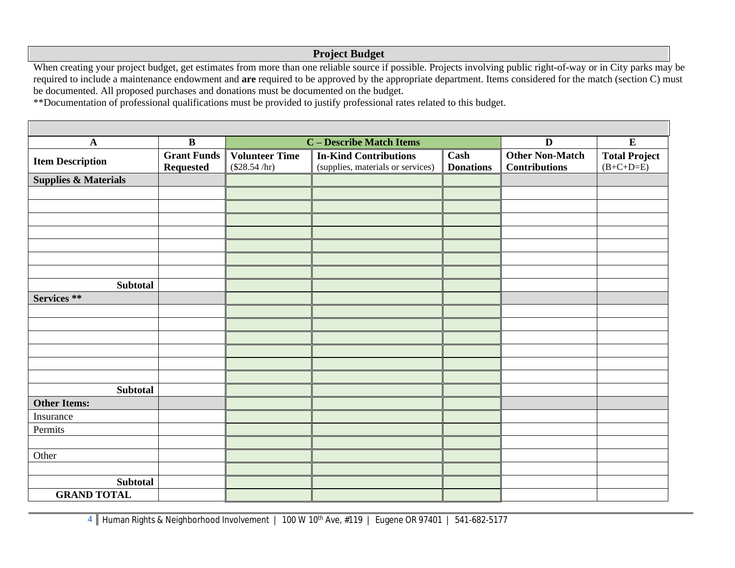## Project Budget

When creating your project budget, get estimates from more than one reliable source if possible. Projects involving public right-of-way or in City parks may be required to include a maintenance endowment and **are** required to be approved by the appropriate department. Items considered for the match (section C) must be documented. All proposed purchases and donations must be documented on the budget.

**Documentation of professional qualifications must be provided to justify professional rates related to this budget.

| A | B | C – Describe Match Items | | | D | E |
|---|---|---|---|---|---|---|
| **Item Description** | **Grant Funds Requested** | **Volunteer Time** ($28.54 /hr) | **In-Kind Contributions** (supplies, materials or services) | **Cash Donations** | **Other Non-Match Contributions** | **Total Project** (B+C+D=E) |
| **Supplies & Materials** | | | | | | |
| | | | | | | |
| | | | | | | |
| | | | | | | |
| | | | | | | |
| | | | | | | |
| | | | | | | |
| | | | | | | |
| **Subtotal** | | | | | | |
| **Services** ** | | | | | | |
| | | | | | | |
| | | | | | | |
| | | | | | | |
| | | | | | | |
| | | | | | | |
| | | | | | | |
| **Subtotal** | | | | | | |
| **Other Items:** | | | | | | |
| Insurance | | | | | | |
| Permits | | | | | | |
| | | | | | | |
| Other | | | | | | |
| | | | | | | |
| **Subtotal** | | | | | | |
| **GRAND TOTAL** | | | | | | |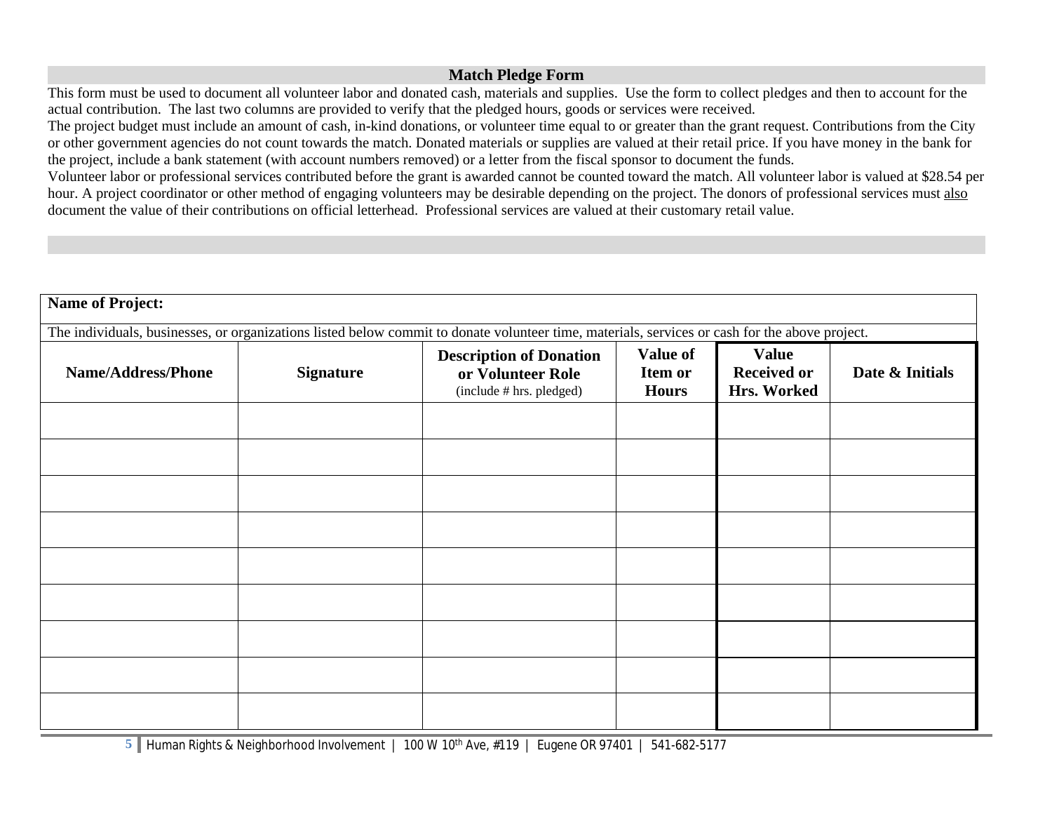## Match Pledge Form

This form must be used to document all volunteer labor and donated cash, materials and supplies. Use the form to collect pledges and then to account for the actual contribution. The last two columns are provided to verify that the pledged hours, goods or services were received.

The project budget must include an amount of cash, in-kind donations, or volunteer time equal to or greater than the grant request. Contributions from the City or other government agencies do not count towards the match. Donated materials or supplies are valued at their retail price. If you have money in the bank for the project, include a bank statement (with account numbers removed) or a letter from the fiscal sponsor to document the funds.

Volunteer labor or professional services contributed before the grant is awarded cannot be counted toward the match. All volunteer labor is valued at $28.54 per hour. A project coordinator or other method of engaging volunteers may be desirable depending on the project. The donors of professional services must also document the value of their contributions on official letterhead. Professional services are valued at their customary retail value.

**Name of Project:**

The individuals, businesses, or organizations listed below commit to donate volunteer time, materials, services or cash for the above project.

| Name/Address/Phone | Signature | Description of Donation or Volunteer Role (include # hrs. pledged) | Value of Item or Hours | Value Received or Hrs. Worked | Date & Initials |
|---|---|---|---|---|---|
| | | | | | |
| | | | | | |
| | | | | | |
| | | | | | |
| | | | | | |
| | | | | | |
| | | | | | |
| | | | | | |
| | | | | | |

Human Rights & Neighborhood Involvement | 100 W 10th Ave, #119 | Eugene OR 97401 | 541-682-5177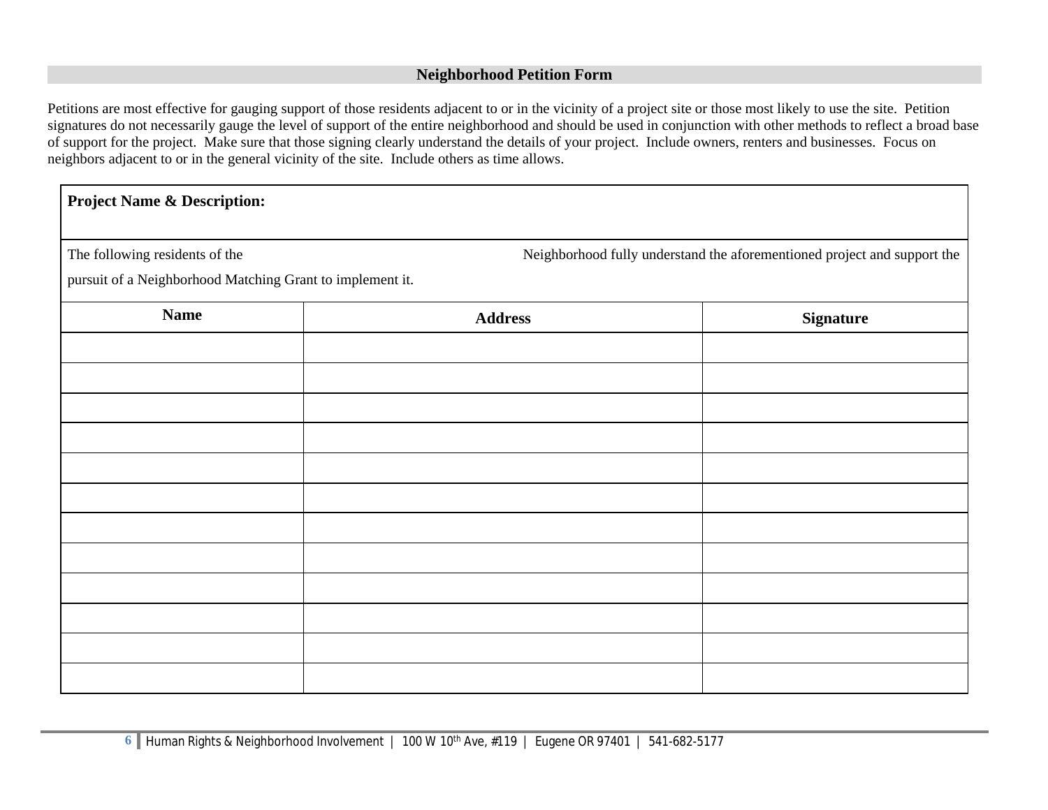## Neighborhood Petition Form

Petitions are most effective for gauging support of those residents adjacent to or in the vicinity of a project site or those most likely to use the site. Petition signatures do not necessarily gauge the level of support of the entire neighborhood and should be used in conjunction with other methods to reflect a broad base of support for the project. Make sure that those signing clearly understand the details of your project. Include owners, renters and businesses. Focus on neighbors adjacent to or in the general vicinity of the site. Include others as time allows.

**Project Name & Description:**

The following residents of the \_\_\_\_\_\_\_\_\_\_\_\_\_\_\_\_\_\_\_\_ Neighborhood fully understand the aforementioned project and support the pursuit of a Neighborhood Matching Grant to implement it.

| Name | Address | Signature |
|---|---|---|
| | | |
| | | |
| | | |
| | | |
| | | |
| | | |
| | | |
| | | |
| | | |
| | | |
| | | |
| | | |